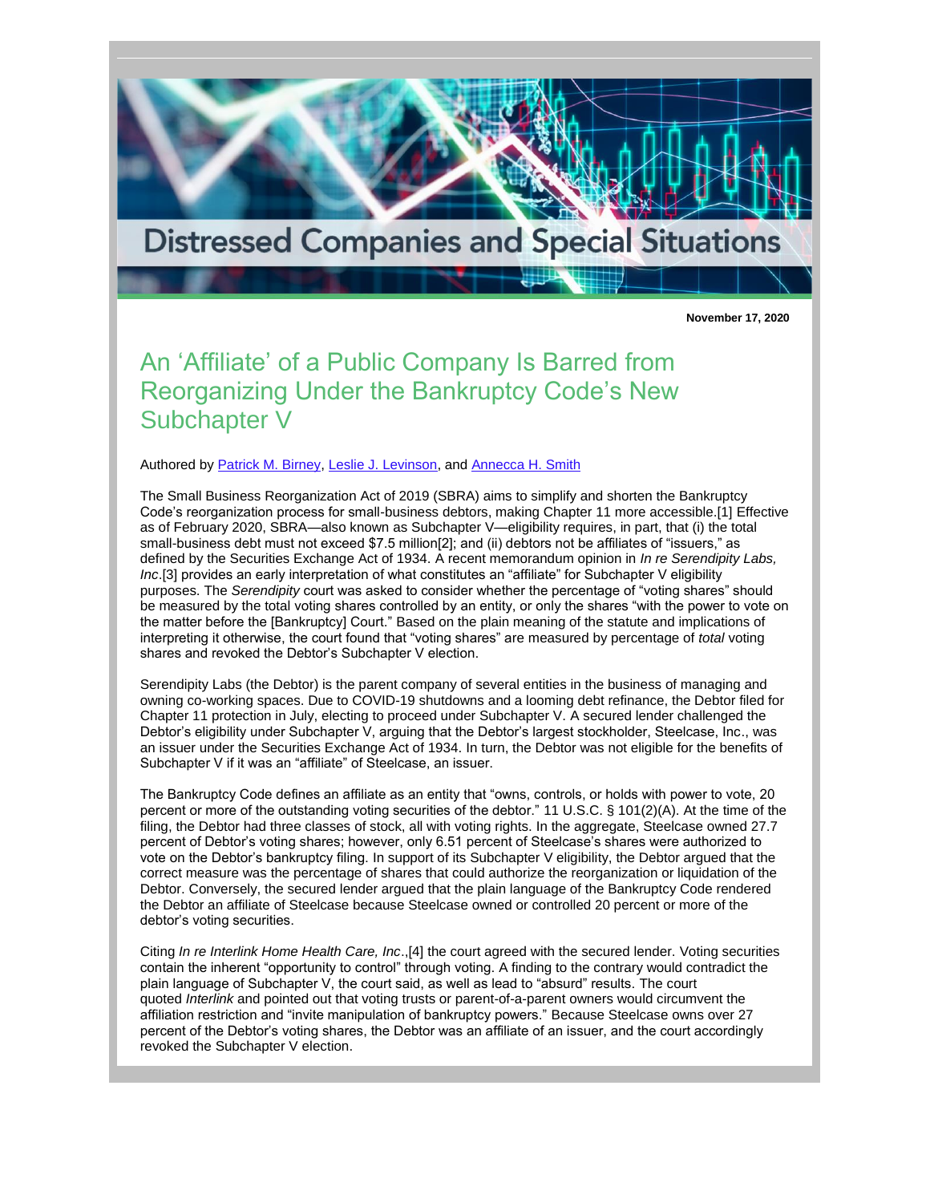Distressed Companies and Special Situations

**November 17, 2020**

# An 'Affiliate' of a Public Company Is Barred from Reorganizing Under the Bankruptcy Code's New Subchapter V

Authored by Patrick M. Birney, Leslie J. Levinson, and Annecca H. Smith

The Small Business Reorganization Act of 2019 (SBRA) aims to simplify and shorten the Bankruptcy Code's reorganization process for small-business debtors, making Chapter 11 more accessible.[1] Effective as of February 2020, SBRA—also known as Subchapter V—eligibility requires, in part, that (i) the total small-business debt must not exceed $7.5 million[2]; and (ii) debtors not be affiliates of "issuers," as defined by the Securities Exchange Act of 1934. A recent memorandum opinion in *In re Serendipity Labs, Inc*.[3] provides an early interpretation of what constitutes an "affiliate" for Subchapter V eligibility purposes. The *Serendipity* court was asked to consider whether the percentage of "voting shares" should be measured by the total voting shares controlled by an entity, or only the shares "with the power to vote on the matter before the [Bankruptcy] Court." Based on the plain meaning of the statute and implications of interpreting it otherwise, the court found that "voting shares" are measured by percentage of *total* voting shares and revoked the Debtor's Subchapter V election.

Serendipity Labs (the Debtor) is the parent company of several entities in the business of managing and owning co-working spaces. Due to COVID-19 shutdowns and a looming debt refinance, the Debtor filed for Chapter 11 protection in July, electing to proceed under Subchapter V. A secured lender challenged the Debtor's eligibility under Subchapter V, arguing that the Debtor's largest stockholder, Steelcase, Inc., was an issuer under the Securities Exchange Act of 1934. In turn, the Debtor was not eligible for the benefits of Subchapter V if it was an "affiliate" of Steelcase, an issuer.

The Bankruptcy Code defines an affiliate as an entity that "owns, controls, or holds with power to vote, 20 percent or more of the outstanding voting securities of the debtor." 11 U.S.C. § 101(2)(A). At the time of the filing, the Debtor had three classes of stock, all with voting rights. In the aggregate, Steelcase owned 27.7 percent of Debtor's voting shares; however, only 6.51 percent of Steelcase's shares were authorized to vote on the Debtor's bankruptcy filing. In support of its Subchapter V eligibility, the Debtor argued that the correct measure was the percentage of shares that could authorize the reorganization or liquidation of the Debtor. Conversely, the secured lender argued that the plain language of the Bankruptcy Code rendered the Debtor an affiliate of Steelcase because Steelcase owned or controlled 20 percent or more of the debtor's voting securities.

Citing *In re Interlink Home Health Care, Inc*.,[4] the court agreed with the secured lender. Voting securities contain the inherent "opportunity to control" through voting. A finding to the contrary would contradict the plain language of Subchapter V, the court said, as well as lead to "absurd" results. The court quoted *Interlink* and pointed out that voting trusts or parent-of-a-parent owners would circumvent the affiliation restriction and "invite manipulation of bankruptcy powers." Because Steelcase owns over 27 percent of the Debtor's voting shares, the Debtor was an affiliate of an issuer, and the court accordingly revoked the Subchapter V election.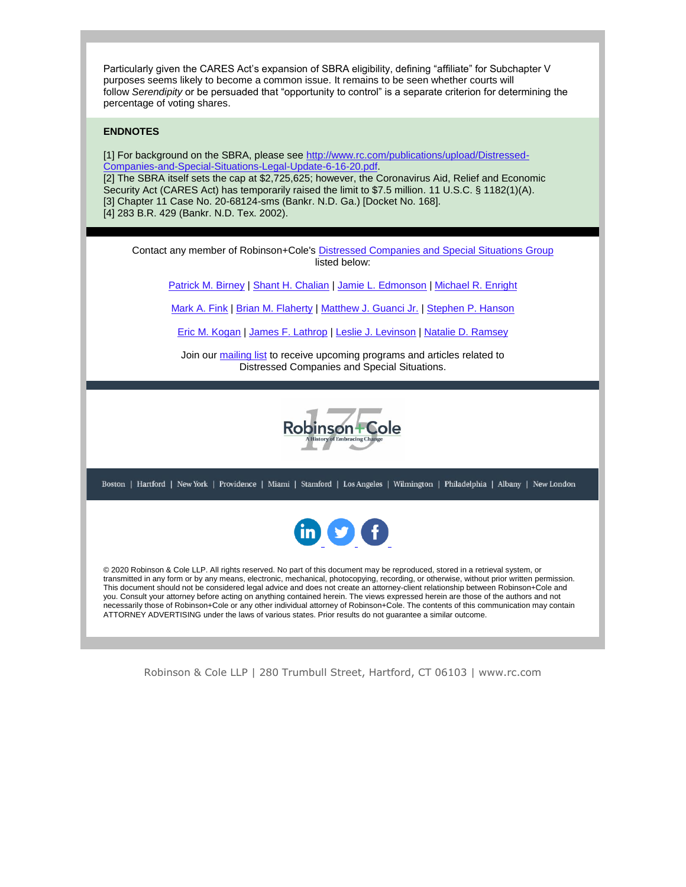Particularly given the CARES Act's expansion of SBRA eligibility, defining "affiliate" for Subchapter V purposes seems likely to become a common issue. It remains to be seen whether courts will follow *Serendipity* or be persuaded that "opportunity to control" is a separate criterion for determining the percentage of voting shares.

**ENDNOTES**

[1] For background on the SBRA, please see http://www.rc.com/publications/upload/Distressed-Companies-and-Special-Situations-Legal-Update-6-16-20.pdf.
[2] The SBRA itself sets the cap at $2,725,625; however, the Coronavirus Aid, Relief and Economic Security Act (CARES Act) has temporarily raised the limit to $7.5 million. 11 U.S.C. § 1182(1)(A).
[3] Chapter 11 Case No. 20-68124-sms (Bankr. N.D. Ga.) [Docket No. 168].
[4] 283 B.R. 429 (Bankr. N.D. Tex. 2002).

Contact any member of Robinson+Cole's Distressed Companies and Special Situations Group listed below:

Patrick M. Birney | Shant H. Chalian | Jamie L. Edmonson | Michael R. Enright

Mark A. Fink | Brian M. Flaherty | Matthew J. Guanci Jr. | Stephen P. Hanson

Eric M. Kogan | James F. Lathrop | Leslie J. Levinson | Natalie D. Ramsey

Join our mailing list to receive upcoming programs and articles related to Distressed Companies and Special Situations.

Robinson+Cole 175 A History of Embracing Change

Boston | Hartford | New York | Providence | Miami | Stamford | Los Angeles | Wilmington | Philadelphia | Albany | New London

© 2020 Robinson & Cole LLP. All rights reserved. No part of this document may be reproduced, stored in a retrieval system, or transmitted in any form or by any means, electronic, mechanical, photocopying, recording, or otherwise, without prior written permission. This document should not be considered legal advice and does not create an attorney-client relationship between Robinson+Cole and you. Consult your attorney before acting on anything contained herein. The views expressed herein are those of the authors and not necessarily those of Robinson+Cole or any other individual attorney of Robinson+Cole. The contents of this communication may contain ATTORNEY ADVERTISING under the laws of various states. Prior results do not guarantee a similar outcome.

Robinson & Cole LLP | 280 Trumbull Street, Hartford, CT 06103 | www.rc.com